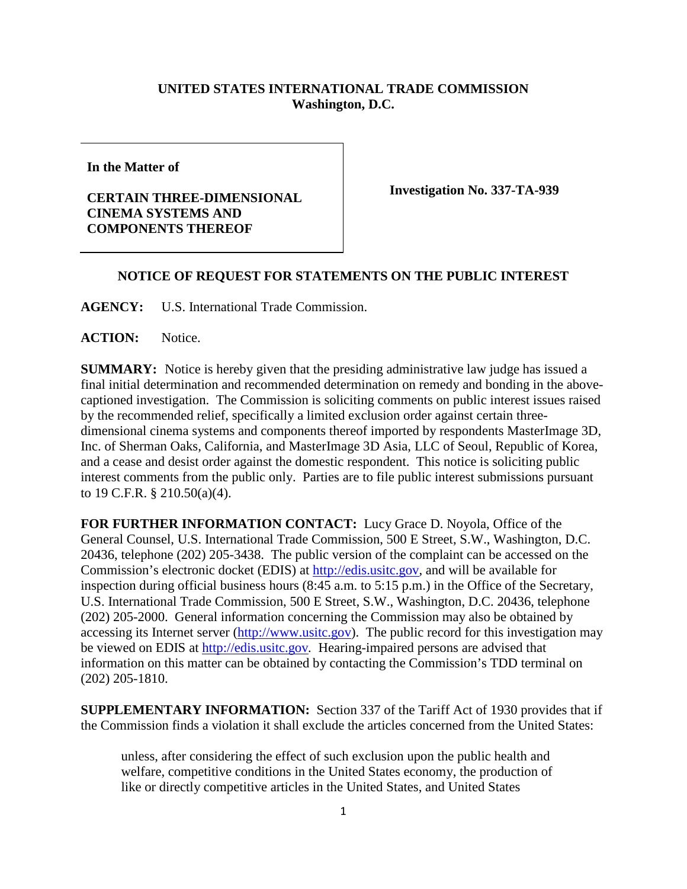**UNITED STATES INTERNATIONAL TRADE COMMISSION**
**Washington, D.C.**

| | |
|---|---|
| **In the Matter of**<br><br>**CERTAIN THREE-DIMENSIONAL CINEMA SYSTEMS AND COMPONENTS THEREOF** | **Investigation No. 337-TA-939** |

**NOTICE OF REQUEST FOR STATEMENTS ON THE PUBLIC INTEREST**

**AGENCY:** U.S. International Trade Commission.

**ACTION:** Notice.

**SUMMARY:** Notice is hereby given that the presiding administrative law judge has issued a final initial determination and recommended determination on remedy and bonding in the above-captioned investigation. The Commission is soliciting comments on public interest issues raised by the recommended relief, specifically a limited exclusion order against certain three-dimensional cinema systems and components thereof imported by respondents MasterImage 3D, Inc. of Sherman Oaks, California, and MasterImage 3D Asia, LLC of Seoul, Republic of Korea, and a cease and desist order against the domestic respondent. This notice is soliciting public interest comments from the public only. Parties are to file public interest submissions pursuant to 19 C.F.R. § 210.50(a)(4).

**FOR FURTHER INFORMATION CONTACT:** Lucy Grace D. Noyola, Office of the General Counsel, U.S. International Trade Commission, 500 E Street, S.W., Washington, D.C. 20436, telephone (202) 205-3438. The public version of the complaint can be accessed on the Commission's electronic docket (EDIS) at http://edis.usitc.gov, and will be available for inspection during official business hours (8:45 a.m. to 5:15 p.m.) in the Office of the Secretary, U.S. International Trade Commission, 500 E Street, S.W., Washington, D.C. 20436, telephone (202) 205-2000. General information concerning the Commission may also be obtained by accessing its Internet server (http://www.usitc.gov). The public record for this investigation may be viewed on EDIS at http://edis.usitc.gov. Hearing-impaired persons are advised that information on this matter can be obtained by contacting the Commission's TDD terminal on (202) 205-1810.

**SUPPLEMENTARY INFORMATION:** Section 337 of the Tariff Act of 1930 provides that if the Commission finds a violation it shall exclude the articles concerned from the United States:

> unless, after considering the effect of such exclusion upon the public health and welfare, competitive conditions in the United States economy, the production of like or directly competitive articles in the United States, and United States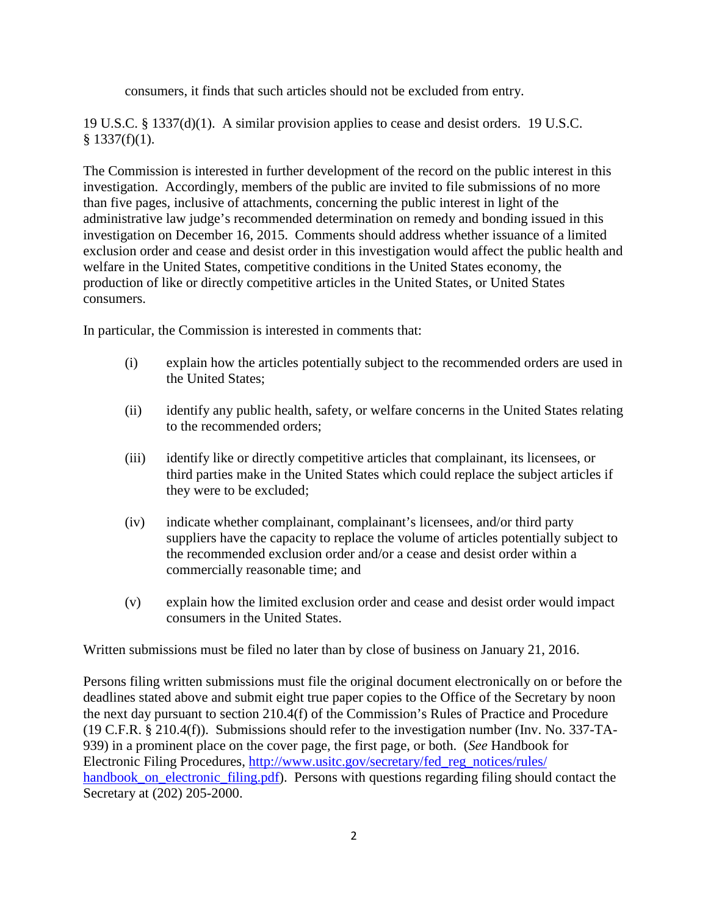consumers, it finds that such articles should not be excluded from entry.

19 U.S.C. § 1337(d)(1). A similar provision applies to cease and desist orders. 19 U.S.C. § 1337(f)(1).

The Commission is interested in further development of the record on the public interest in this investigation. Accordingly, members of the public are invited to file submissions of no more than five pages, inclusive of attachments, concerning the public interest in light of the administrative law judge's recommended determination on remedy and bonding issued in this investigation on December 16, 2015. Comments should address whether issuance of a limited exclusion order and cease and desist order in this investigation would affect the public health and welfare in the United States, competitive conditions in the United States economy, the production of like or directly competitive articles in the United States, or United States consumers.

In particular, the Commission is interested in comments that:

(i) explain how the articles potentially subject to the recommended orders are used in the United States;

(ii) identify any public health, safety, or welfare concerns in the United States relating to the recommended orders;

(iii) identify like or directly competitive articles that complainant, its licensees, or third parties make in the United States which could replace the subject articles if they were to be excluded;

(iv) indicate whether complainant, complainant's licensees, and/or third party suppliers have the capacity to replace the volume of articles potentially subject to the recommended exclusion order and/or a cease and desist order within a commercially reasonable time; and

(v) explain how the limited exclusion order and cease and desist order would impact consumers in the United States.

Written submissions must be filed no later than by close of business on January 21, 2016.

Persons filing written submissions must file the original document electronically on or before the deadlines stated above and submit eight true paper copies to the Office of the Secretary by noon the next day pursuant to section 210.4(f) of the Commission's Rules of Practice and Procedure (19 C.F.R. § 210.4(f)). Submissions should refer to the investigation number (Inv. No. 337-TA-939) in a prominent place on the cover page, the first page, or both. (*See* Handbook for Electronic Filing Procedures, [http://www.usitc.gov/secretary/fed_reg_notices/rules/handbook_on_electronic_filing.pdf](http://www.usitc.gov/secretary/fed_reg_notices/rules/handbook_on_electronic_filing.pdf)). Persons with questions regarding filing should contact the Secretary at (202) 205-2000.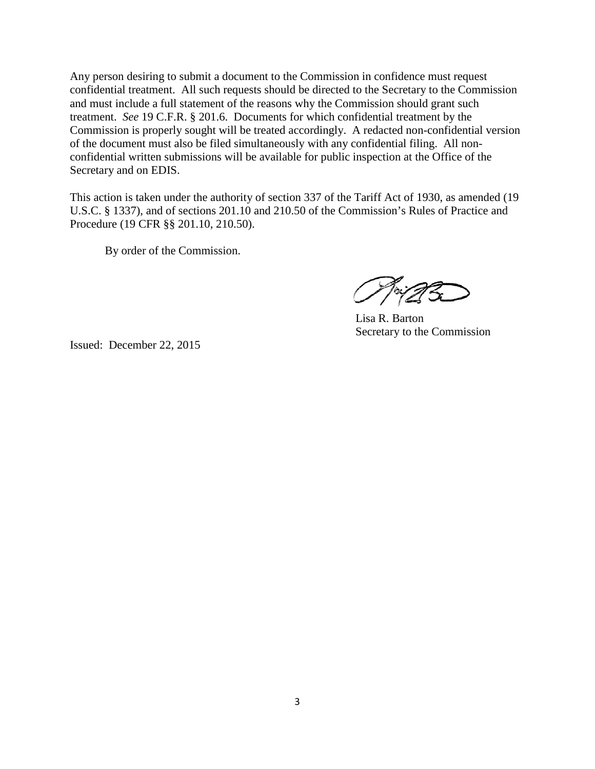Any person desiring to submit a document to the Commission in confidence must request confidential treatment. All such requests should be directed to the Secretary to the Commission and must include a full statement of the reasons why the Commission should grant such treatment. *See* 19 C.F.R. § 201.6. Documents for which confidential treatment by the Commission is properly sought will be treated accordingly. A redacted non-confidential version of the document must also be filed simultaneously with any confidential filing. All non-confidential written submissions will be available for public inspection at the Office of the Secretary and on EDIS.

This action is taken under the authority of section 337 of the Tariff Act of 1930, as amended (19 U.S.C. § 1337), and of sections 201.10 and 210.50 of the Commission's Rules of Practice and Procedure (19 CFR §§ 201.10, 210.50).

By order of the Commission.

Lisa R. Barton
Secretary to the Commission

Issued: December 22, 2015